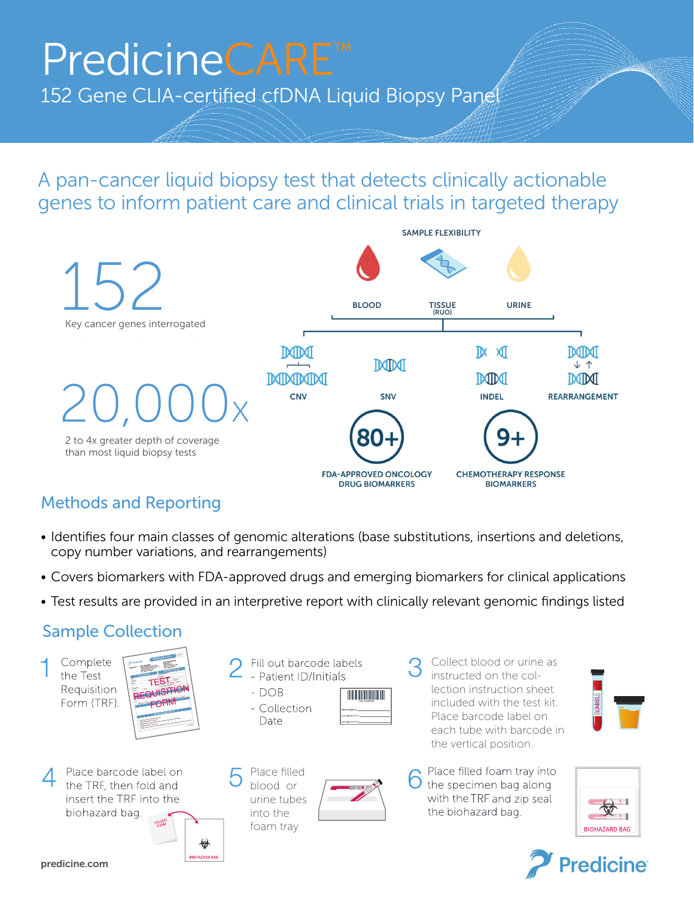# PredicineCARE™

## 152 Gene CLIA-certified cfDNA Liquid Biopsy Panel

A pan-cancer liquid biopsy test that detects clinically actionable genes to inform patient care and clinical trials in targeted therapy

**152**
Key cancer genes interrogated

**20,000x**
2 to 4x greater depth of coverage than most liquid biopsy tests

SAMPLE FLEXIBILITY

BLOOD | TISSUE (RUO) | URINE

CNV | SNV | INDEL | REARRANGEMENT

**80+** FDA-APPROVED ONCOLOGY DRUG BIOMARKERS

**9+** CHEMOTHERAPY RESPONSE BIOMARKERS

## Methods and Reporting

- Identifies four main classes of genomic alterations (base substitutions, insertions and deletions, copy number variations, and rearrangements)
- Covers biomarkers with FDA-approved drugs and emerging biomarkers for clinical applications
- Test results are provided in an interpretive report with clinically relevant genomic findings listed

## Sample Collection

1. Complete the Test Requisition Form (TRF).
2. Fill out barcode labels
   - Patient ID/Initials
   - DOB
   - Collection Date
3. Collect blood or urine as instructed on the collection instruction sheet included with the test kit. Place barcode label on each tube with barcode in the vertical position.
4. Place barcode label on the TRF, then fold and insert the TRF into the biohazard bag.
5. Place filled blood or urine tubes into the foam tray
6. Place filled foam tray into the specimen bag along with the TRF and zip seal the biohazard bag.

predicine.com

Predicine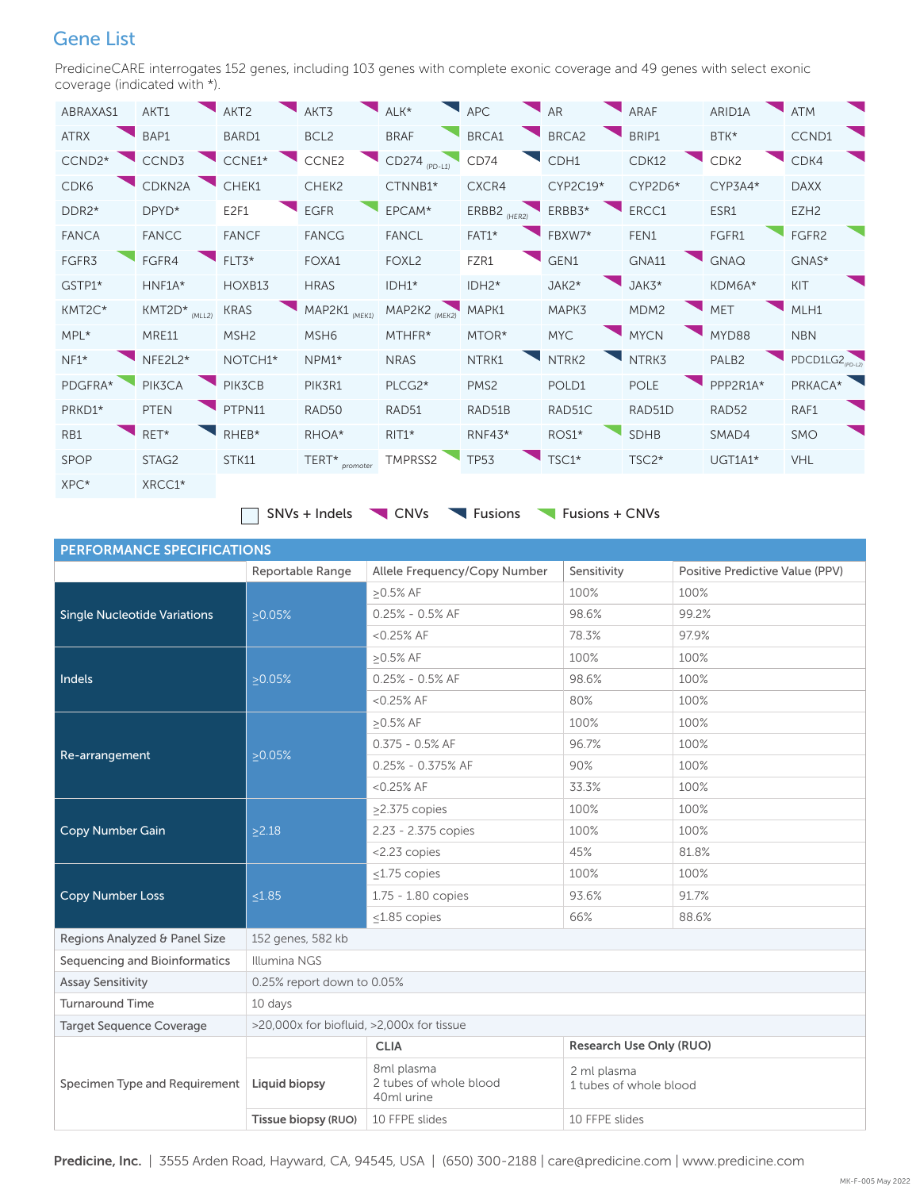## Gene List

PredicineCARE interrogates 152 genes, including 103 genes with complete exonic coverage and 49 genes with select exonic coverage (indicated with *).

| | | | | | | | | | |
|---|---|---|---|---|---|---|---|---|---|
| ABRAXAS1 | AKT1 | AKT2 | AKT3 | ALK* | APC | AR | ARAF | ARID1A | ATM |
| ATRX | BAP1 | BARD1 | BCL2 | BRAF | BRCA1 | BRCA2 | BRIP1 | BTK* | CCND1 |
| CCND2* | CCND3 | CCNE1* | CCNE2 | CD274 (PD-L1) | CD74 | CDH1 | CDK12 | CDK2 | CDK4 |
| CDK6 | CDKN2A | CHEK1 | CHEK2 | CTNNB1* | CXCR4 | CYP2C19* | CYP2D6* | CYP3A4* | DAXX |
| DDR2* | DPYD* | E2F1 | EGFR | EPCAM* | ERBB2 (HER2) | ERBB3* | ERCC1 | ESR1 | EZH2 |
| FANCA | FANCC | FANCF | FANCG | FANCL | FAT1* | FBXW7* | FEN1 | FGFR1 | FGFR2 |
| FGFR3 | FGFR4 | FLT3* | FOXA1 | FOXL2 | FZR1 | GEN1 | GNA11 | GNAQ | GNAS* |
| GSTP1* | HNF1A* | HOXB13 | HRAS | IDH1* | IDH2* | JAK2* | JAK3* | KDM6A* | KIT |
| KMT2C* | KMT2D* (MLL2) | KRAS | MAP2K1 (MEK1) | MAP2K2 (MEK2) | MAPK1 | MAPK3 | MDM2 | MET | MLH1 |
| MPL* | MRE11 | MSH2 | MSH6 | MTHFR* | MTOR* | MYC | MYCN | MYD88 | NBN |
| NF1* | NFE2L2* | NOTCH1* | NPM1* | NRAS | NTRK1 | NTRK2 | NTRK3 | PALB2 | PDCD1LG2 (PD-L2) |
| PDGFRA* | PIK3CA | PIK3CB | PIK3R1 | PLCG2* | PMS2 | POLD1 | POLE | PPP2R1A* | PRKACA* |
| PRKD1* | PTEN | PTPN11 | RAD50 | RAD51 | RAD51B | RAD51C | RAD51D | RAD52 | RAF1 |
| RB1 | RET* | RHEB* | RHOA* | RIT1* | RNF43* | ROS1* | SDHB | SMAD4 | SMO |
| SPOP | STAG2 | STK11 | TERT* promoter | TMPRSS2 | TP53 | TSC1* | TSC2* | UGT1A1* | VHL |
| XPC* | XRCC1* | | | | | | | | |

SNVs + Indels | CNVs | Fusions | Fusions + CNVs

| PERFORMANCE SPECIFICATIONS | | | | |
|---|---|---|---|---|
| | Reportable Range | Allele Frequency/Copy Number | Sensitivity | Positive Predictive Value (PPV) |
| Single Nucleotide Variations | ≥0.05% | ≥0.5% AF | 100% | 100% |
| | | 0.25% - 0.5% AF | 98.6% | 99.2% |
| | | <0.25% AF | 78.3% | 97.9% |
| Indels | ≥0.05% | ≥0.5% AF | 100% | 100% |
| | | 0.25% - 0.5% AF | 98.6% | 100% |
| | | <0.25% AF | 80% | 100% |
| Re-arrangement | ≥0.05% | ≥0.5% AF | 100% | 100% |
| | | 0.375 - 0.5% AF | 96.7% | 100% |
| | | 0.25% - 0.375% AF | 90% | 100% |
| | | <0.25% AF | 33.3% | 100% |
| Copy Number Gain | ≥2.18 | ≥2.375 copies | 100% | 100% |
| | | 2.23 - 2.375 copies | 100% | 100% |
| | | <2.23 copies | 45% | 81.8% |
| Copy Number Loss | ≤1.85 | ≤1.75 copies | 100% | 100% |
| | | 1.75 - 1.80 copies | 93.6% | 91.7% |
| | | ≤1.85 copies | 66% | 88.6% |
| Regions Analyzed & Panel Size | 152 genes, 582 kb | | | |
| Sequencing and Bioinformatics | Illumina NGS | | | |
| Assay Sensitivity | 0.25% report down to 0.05% | | | |
| Turnaround Time | 10 days | | | |
| Target Sequence Coverage | >20,000x for biofluid, >2,000x for tissue | | | |
| Specimen Type and Requirement | | CLIA | Research Use Only (RUO) | |
| | **Liquid biopsy** | 8ml plasma<br>2 tubes of whole blood<br>40ml urine | 2 ml plasma<br>1 tubes of whole blood | |
| | **Tissue biopsy** (RUO) | 10 FFPE slides | 10 FFPE slides | |

**Predicine, Inc.** | 3555 Arden Road, Hayward, CA, 94545, USA | (650) 300-2188 | care@predicine.com | www.predicine.com

MK-F-005 May 2022